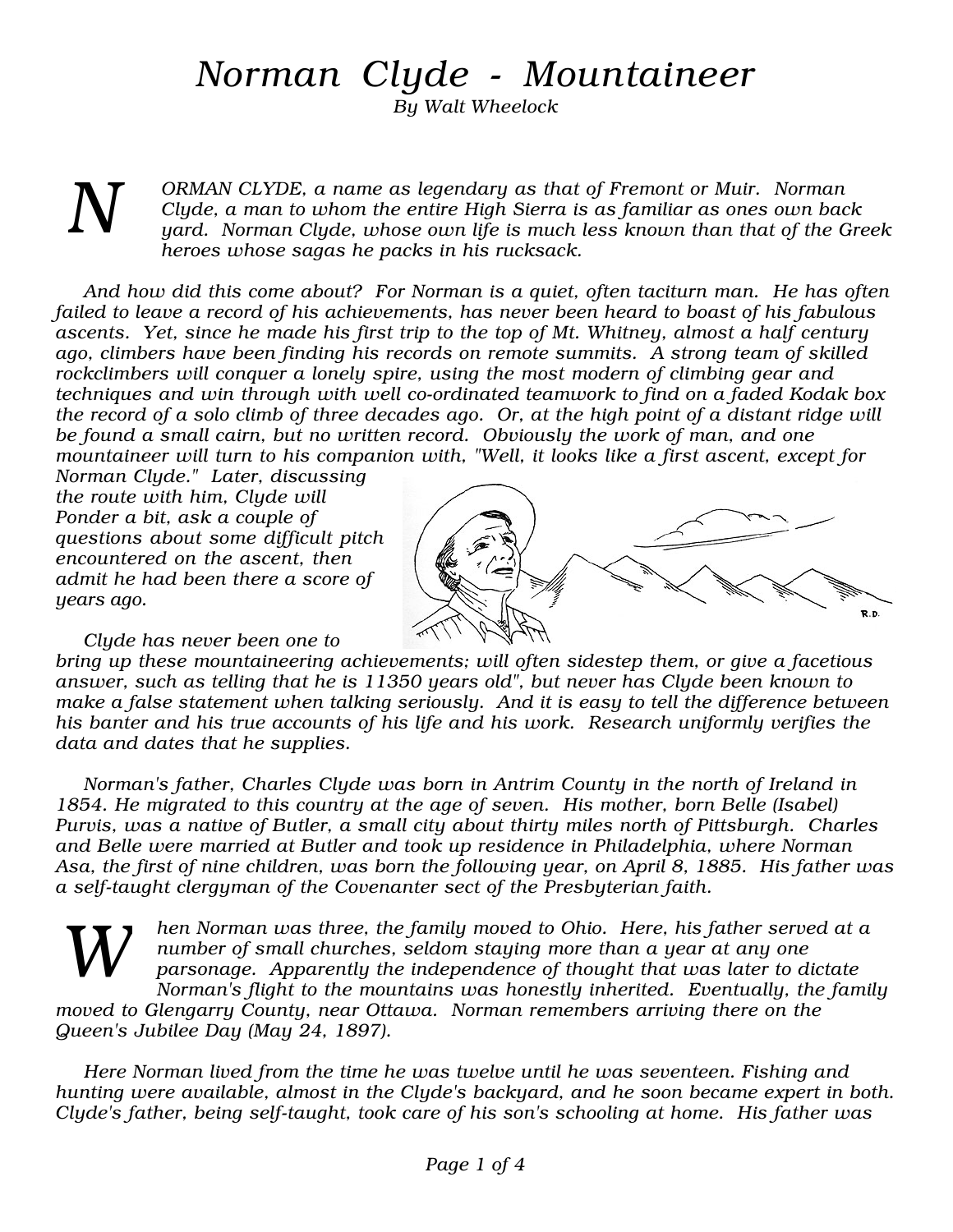# Norman Clyde - Mountaineer

*By Walt Wheelock*

*NORMAN CLYDE, a name as legendary as that of Fremont or Muir. Norman Clyde, a man to whom the entire High Sierra is as familiar as ones own back yard. Norman Clyde, whose own life is much less known than that of the Greek heroes whose sagas he packs in his rucksack.*

*And how did this come about? For Norman is a quiet, often taciturn man. He has often failed to leave a record of his achievements, has never been heard to boast of his fabulous ascents. Yet, since he made his first trip to the top of Mt. Whitney, almost a half century ago, climbers have been finding his records on remote summits. A strong team of skilled rockclimbers will conquer a lonely spire, using the most modern of climbing gear and techniques and win through with well co-ordinated teamwork to find on a faded Kodak box the record of a solo climb of three decades ago. Or, at the high point of a distant ridge will be found a small cairn, but no written record. Obviously the work of man, and one mountaineer will turn to his companion with, "Well, it looks like a first ascent, except for Norman Clyde." Later, discussing the route with him, Clyde will Ponder a bit, ask a couple of questions about some difficult pitch encountered on the ascent, then admit he had been there a score of years ago.*

*Clyde has never been one to bring up these mountaineering achievements; will often sidestep them, or give a facetious answer, such as telling that he is 11350 years old", but never has Clyde been known to make a false statement when talking seriously. And it is easy to tell the difference between his banter and his true accounts of his life and his work. Research uniformly verifies the data and dates that he supplies.*

*Norman's father, Charles Clyde was born in Antrim County in the north of Ireland in 1854. He migrated to this country at the age of seven. His mother, born Belle (Isabel) Purvis, was a native of Butler, a small city about thirty miles north of Pittsburgh. Charles and Belle were married at Butler and took up residence in Philadelphia, where Norman Asa, the first of nine children, was born the following year, on April 8, 1885. His father was a self-taught clergyman of the Covenanter sect of the Presbyterian faith.*

*When Norman was three, the family moved to Ohio. Here, his father served at a number of small churches, seldom staying more than a year at any one parsonage. Apparently the independence of thought that was later to dictate Norman's flight to the mountains was honestly inherited. Eventually, the family moved to Glengarry County, near Ottawa. Norman remembers arriving there on the Queen's Jubilee Day (May 24, 1897).*

*Here Norman lived from the time he was twelve until he was seventeen. Fishing and hunting were available, almost in the Clyde's backyard, and he soon became expert in both. Clyde's father, being self-taught, took care of his son's schooling at home. His father was*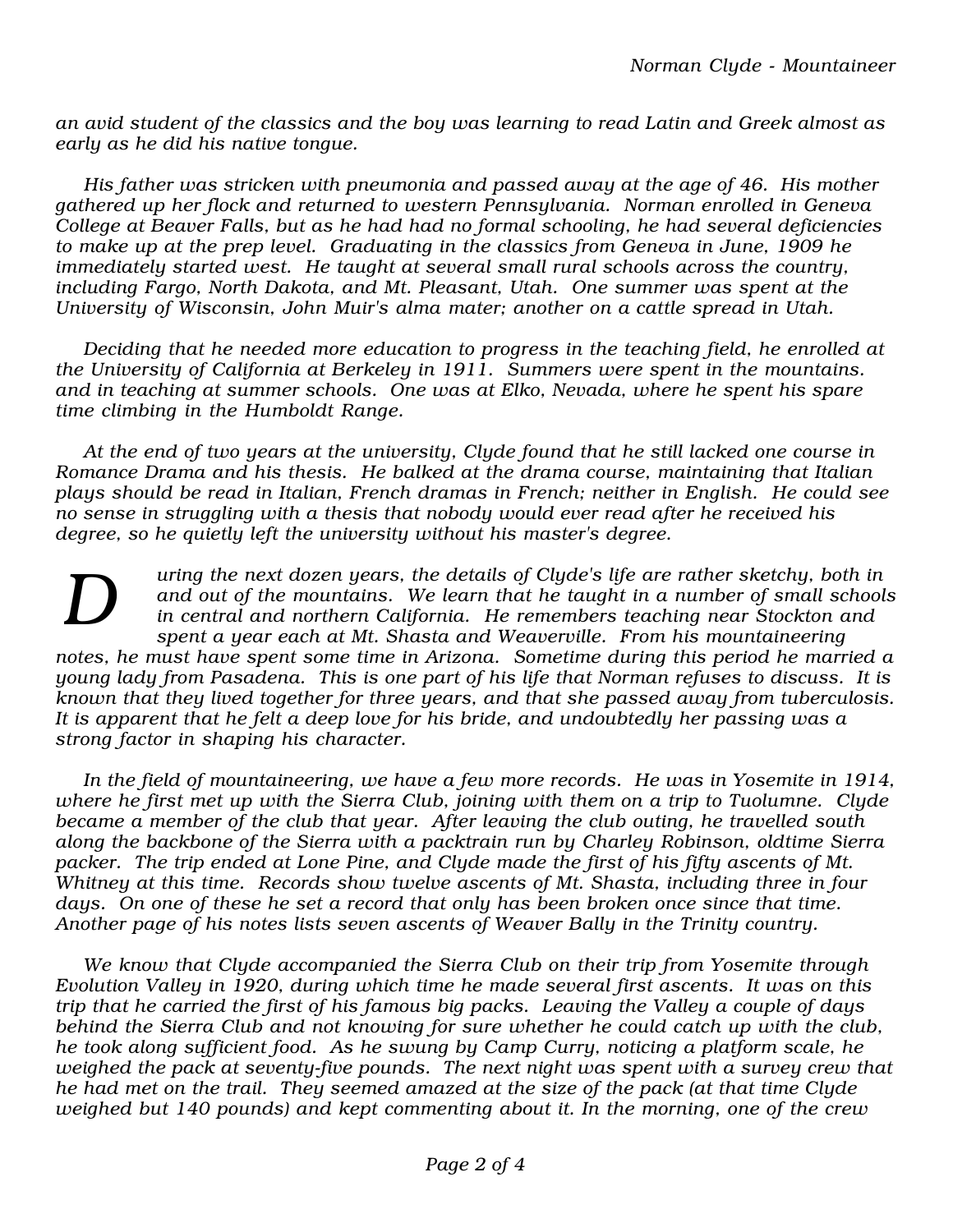*an avid student of the classics and the boy was learning to read Latin and Greek almost as early as he did his native tongue.*

*His father was stricken with pneumonia and passed away at the age of 46. His mother gathered up her flock and returned to western Pennsylvania. Norman enrolled in Geneva College at Beaver Falls, but as he had had no formal schooling, he had several deficiencies to make up at the prep level. Graduating in the classics from Geneva in June, 1909 he immediately started west. He taught at several small rural schools across the country, including Fargo, North Dakota, and Mt. Pleasant, Utah. One summer was spent at the University of Wisconsin, John Muir's alma mater; another on a cattle spread in Utah.*

*Deciding that he needed more education to progress in the teaching field, he enrolled at the University of California at Berkeley in 1911. Summers were spent in the mountains. and in teaching at summer schools. One was at Elko, Nevada, where he spent his spare time climbing in the Humboldt Range.*

*At the end of two years at the university, Clyde found that he still lacked one course in Romance Drama and his thesis. He balked at the drama course, maintaining that Italian plays should be read in Italian, French dramas in French; neither in English. He could see no sense in struggling with a thesis that nobody would ever read after he received his degree, so he quietly left the university without his master's degree.*

*During the next dozen years, the details of Clyde's life are rather sketchy, both in and out of the mountains. We learn that he taught in a number of small schools in central and northern California. He remembers teaching near Stockton and spent a year each at Mt. Shasta and Weaverville. From his mountaineering notes, he must have spent some time in Arizona. Sometime during this period he married a young lady from Pasadena. This is one part of his life that Norman refuses to discuss. It is known that they lived together for three years, and that she passed away from tuberculosis. It is apparent that he felt a deep love for his bride, and undoubtedly her passing was a strong factor in shaping his character.*

*In the field of mountaineering, we have a few more records. He was in Yosemite in 1914, where he first met up with the Sierra Club, joining with them on a trip to Tuolumne. Clyde became a member of the club that year. After leaving the club outing, he travelled south along the backbone of the Sierra with a packtrain run by Charley Robinson, oldtime Sierra packer. The trip ended at Lone Pine, and Clyde made the first of his fifty ascents of Mt. Whitney at this time. Records show twelve ascents of Mt. Shasta, including three in four days. On one of these he set a record that only has been broken once since that time. Another page of his notes lists seven ascents of Weaver Bally in the Trinity country.*

*We know that Clyde accompanied the Sierra Club on their trip from Yosemite through Evolution Valley in 1920, during which time he made several first ascents. It was on this trip that he carried the first of his famous big packs. Leaving the Valley a couple of days behind the Sierra Club and not knowing for sure whether he could catch up with the club, he took along sufficient food. As he swung by Camp Curry, noticing a platform scale, he weighed the pack at seventy-five pounds. The next night was spent with a survey crew that he had met on the trail. They seemed amazed at the size of the pack (at that time Clyde weighed but 140 pounds) and kept commenting about it. In the morning, one of the crew*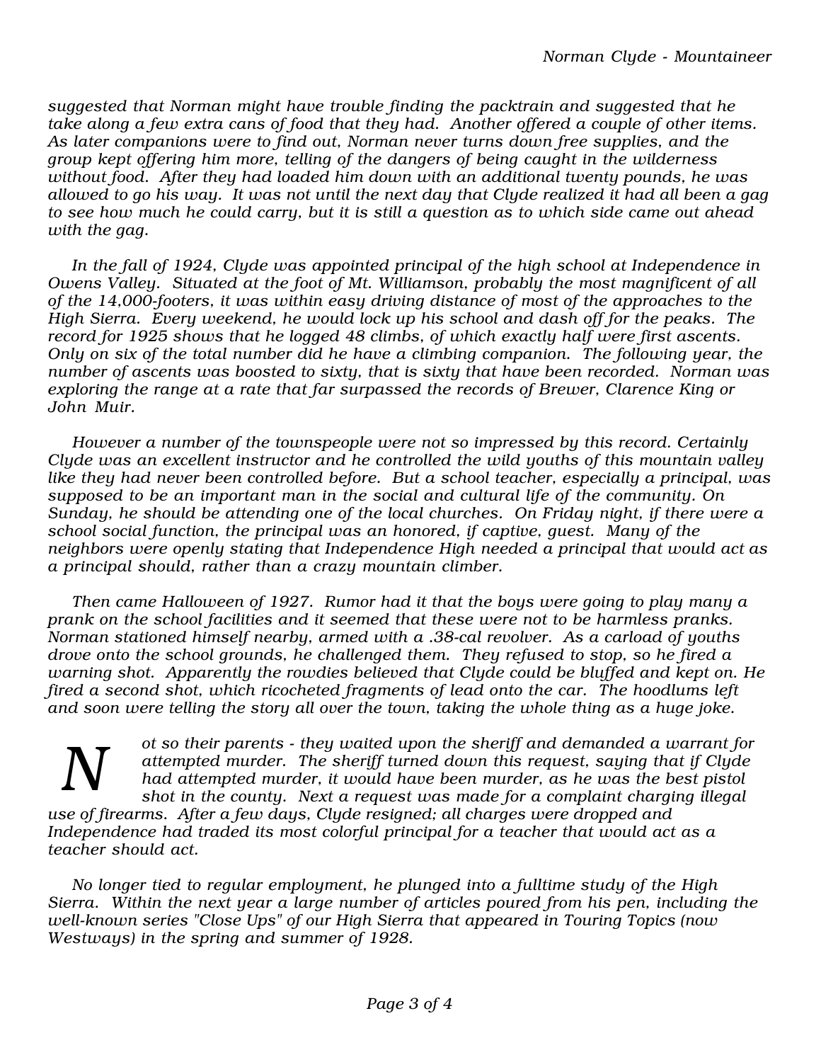*suggested that Norman might have trouble finding the packtrain and suggested that he take along a few extra cans of food that they had. Another offered a couple of other items. As later companions were to find out, Norman never turns down free supplies, and the group kept offering him more, telling of the dangers of being caught in the wilderness without food. After they had loaded him down with an additional twenty pounds, he was allowed to go his way. It was not until the next day that Clyde realized it had all been a gag to see how much he could carry, but it is still a question as to which side came out ahead with the gag.*

*In the fall of 1924, Clyde was appointed principal of the high school at Independence in Owens Valley. Situated at the foot of Mt. Williamson, probably the most magnificent of all of the 14,000-footers, it was within easy driving distance of most of the approaches to the High Sierra. Every weekend, he would lock up his school and dash off for the peaks. The record for 1925 shows that he logged 48 climbs, of which exactly half were first ascents. Only on six of the total number did he have a climbing companion. The following year, the number of ascents was boosted to sixty, that is sixty that have been recorded. Norman was exploring the range at a rate that far surpassed the records of Brewer, Clarence King or John Muir.*

*However a number of the townspeople were not so impressed by this record. Certainly Clyde was an excellent instructor and he controlled the wild youths of this mountain valley like they had never been controlled before. But a school teacher, especially a principal, was supposed to be an important man in the social and cultural life of the community. On Sunday, he should be attending one of the local churches. On Friday night, if there were a school social function, the principal was an honored, if captive, guest. Many of the neighbors were openly stating that Independence High needed a principal that would act as a principal should, rather than a crazy mountain climber.*

*Then came Halloween of 1927. Rumor had it that the boys were going to play many a prank on the school facilities and it seemed that these were not to be harmless pranks. Norman stationed himself nearby, armed with a .38-cal revolver. As a carload of youths drove onto the school grounds, he challenged them. They refused to stop, so he fired a warning shot. Apparently the rowdies believed that Clyde could be bluffed and kept on. He fired a second shot, which ricocheted fragments of lead onto the car. The hoodlums left and soon were telling the story all over the town, taking the whole thing as a huge joke.*

*Not so their parents - they waited upon the sheriff and demanded a warrant for attempted murder. The sheriff turned down this request, saying that if Clyde had attempted murder, it would have been murder, as he was the best pistol shot in the county. Next a request was made for a complaint charging illegal use of firearms. After a few days, Clyde resigned; all charges were dropped and Independence had traded its most colorful principal for a teacher that would act as a teacher should act.*

*No longer tied to regular employment, he plunged into a fulltime study of the High Sierra. Within the next year a large number of articles poured from his pen, including the well-known series "Close Ups" of our High Sierra that appeared in Touring Topics (now Westways) in the spring and summer of 1928.*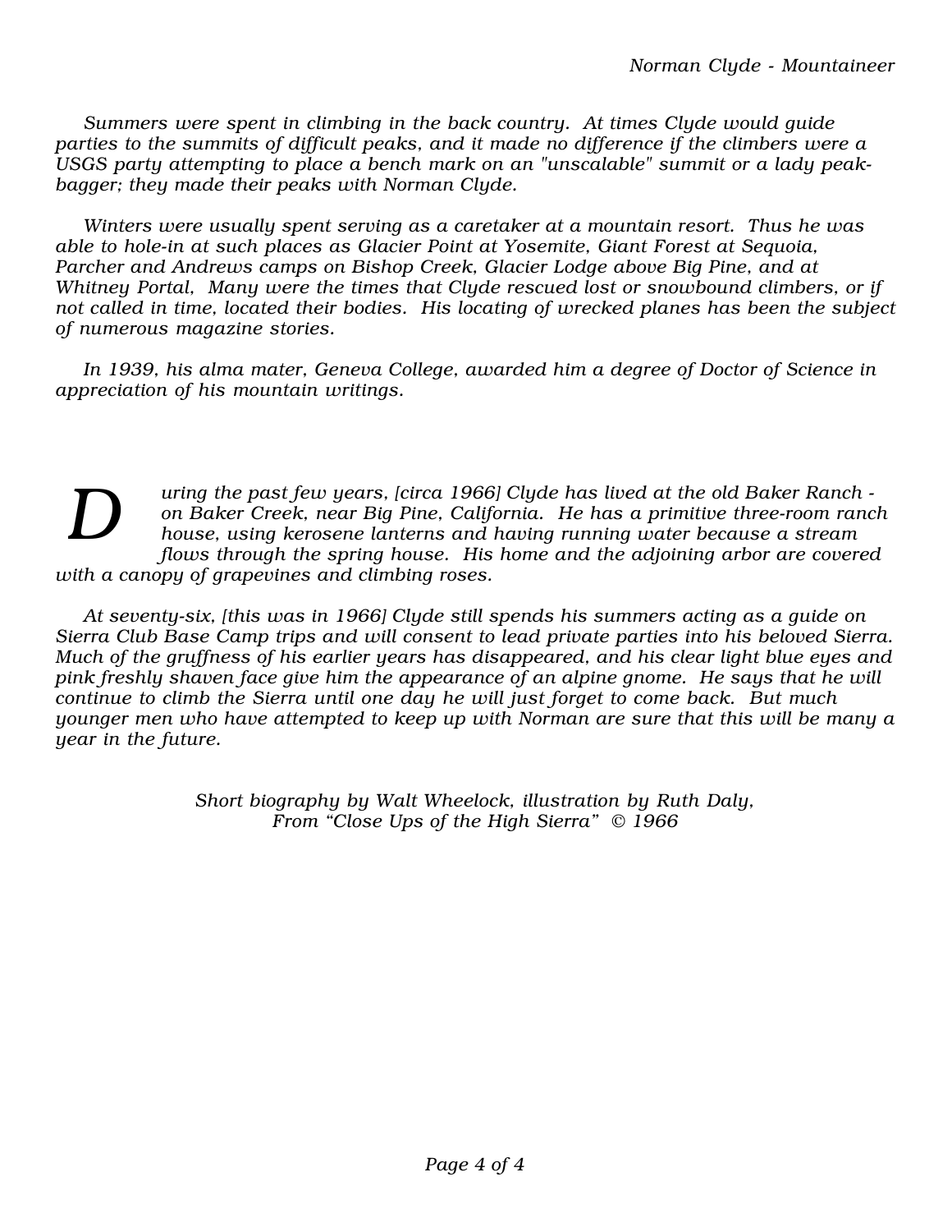*Summers were spent in climbing in the back country. At times Clyde would guide parties to the summits of difficult peaks, and it made no difference if the climbers were a USGS party attempting to place a bench mark on an "unscalable" summit or a lady peak-bagger; they made their peaks with Norman Clyde.*

*Winters were usually spent serving as a caretaker at a mountain resort. Thus he was able to hole-in at such places as Glacier Point at Yosemite, Giant Forest at Sequoia, Parcher and Andrews camps on Bishop Creek, Glacier Lodge above Big Pine, and at Whitney Portal, Many were the times that Clyde rescued lost or snowbound climbers, or if not called in time, located their bodies. His locating of wrecked planes has been the subject of numerous magazine stories.*

*In 1939, his alma mater, Geneva College, awarded him a degree of Doctor of Science in appreciation of his mountain writings.*

*During the past few years, [circa 1966] Clyde has lived at the old Baker Ranch - on Baker Creek, near Big Pine, California. He has a primitive three-room ranch house, using kerosene lanterns and having running water because a stream flows through the spring house. His home and the adjoining arbor are covered with a canopy of grapevines and climbing roses.*

*At seventy-six, [this was in 1966] Clyde still spends his summers acting as a guide on Sierra Club Base Camp trips and will consent to lead private parties into his beloved Sierra. Much of the gruffness of his earlier years has disappeared, and his clear light blue eyes and pink freshly shaven face give him the appearance of an alpine gnome. He says that he will continue to climb the Sierra until one day he will just forget to come back. But much younger men who have attempted to keep up with Norman are sure that this will be many a year in the future.*

*Short biography by Walt Wheelock, illustration by Ruth Daly,
From “Close Ups of the High Sierra” © 1966*